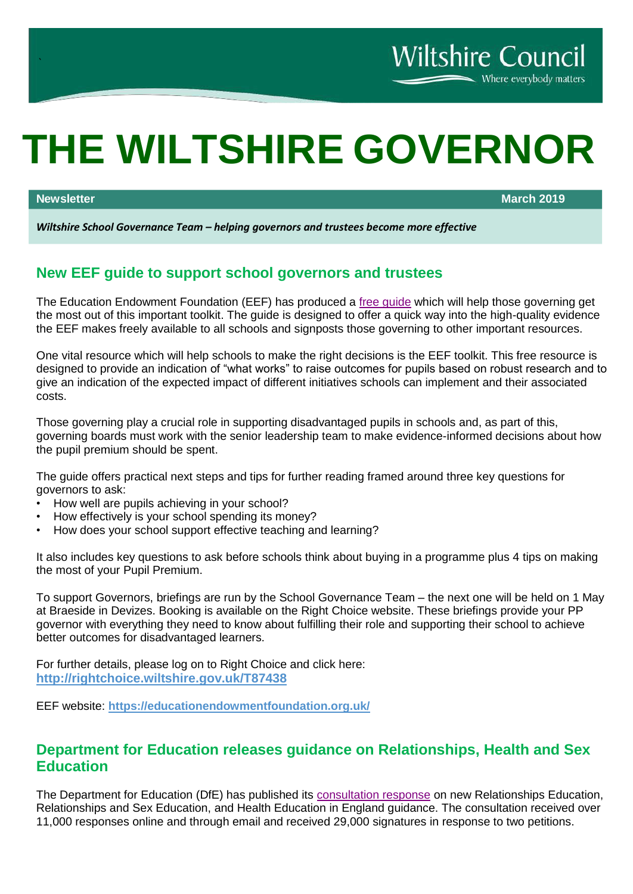Wiltshire Council
Where everybody matters

# THE WILTSHIRE GOVERNOR

**Newsletter** **March 2019**

***Wiltshire School Governance Team – helping governors and trustees become more effective***

## New EEF guide to support school governors and trustees

The Education Endowment Foundation (EEF) has produced a free guide which will help those governing get the most out of this important toolkit. The guide is designed to offer a quick way into the high-quality evidence the EEF makes freely available to all schools and signposts those governing to other important resources.

One vital resource which will help schools to make the right decisions is the EEF toolkit. This free resource is designed to provide an indication of "what works" to raise outcomes for pupils based on robust research and to give an indication of the expected impact of different initiatives schools can implement and their associated costs.

Those governing play a crucial role in supporting disadvantaged pupils in schools and, as part of this, governing boards must work with the senior leadership team to make evidence-informed decisions about how the pupil premium should be spent.

The guide offers practical next steps and tips for further reading framed around three key questions for governors to ask:

- How well are pupils achieving in your school?
- How effectively is your school spending its money?
- How does your school support effective teaching and learning?

It also includes key questions to ask before schools think about buying in a programme plus 4 tips on making the most of your Pupil Premium.

To support Governors, briefings are run by the School Governance Team – the next one will be held on 1 May at Braeside in Devizes. Booking is available on the Right Choice website. These briefings provide your PP governor with everything they need to know about fulfilling their role and supporting their school to achieve better outcomes for disadvantaged learners.

For further details, please log on to Right Choice and click here:
**http://rightchoice.wiltshire.gov.uk/T87438**

EEF website: **https://educationendowmentfoundation.org.uk/**

## Department for Education releases guidance on Relationships, Health and Sex Education

The Department for Education (DfE) has published its consultation response on new Relationships Education, Relationships and Sex Education, and Health Education in England guidance. The consultation received over 11,000 responses online and through email and received 29,000 signatures in response to two petitions.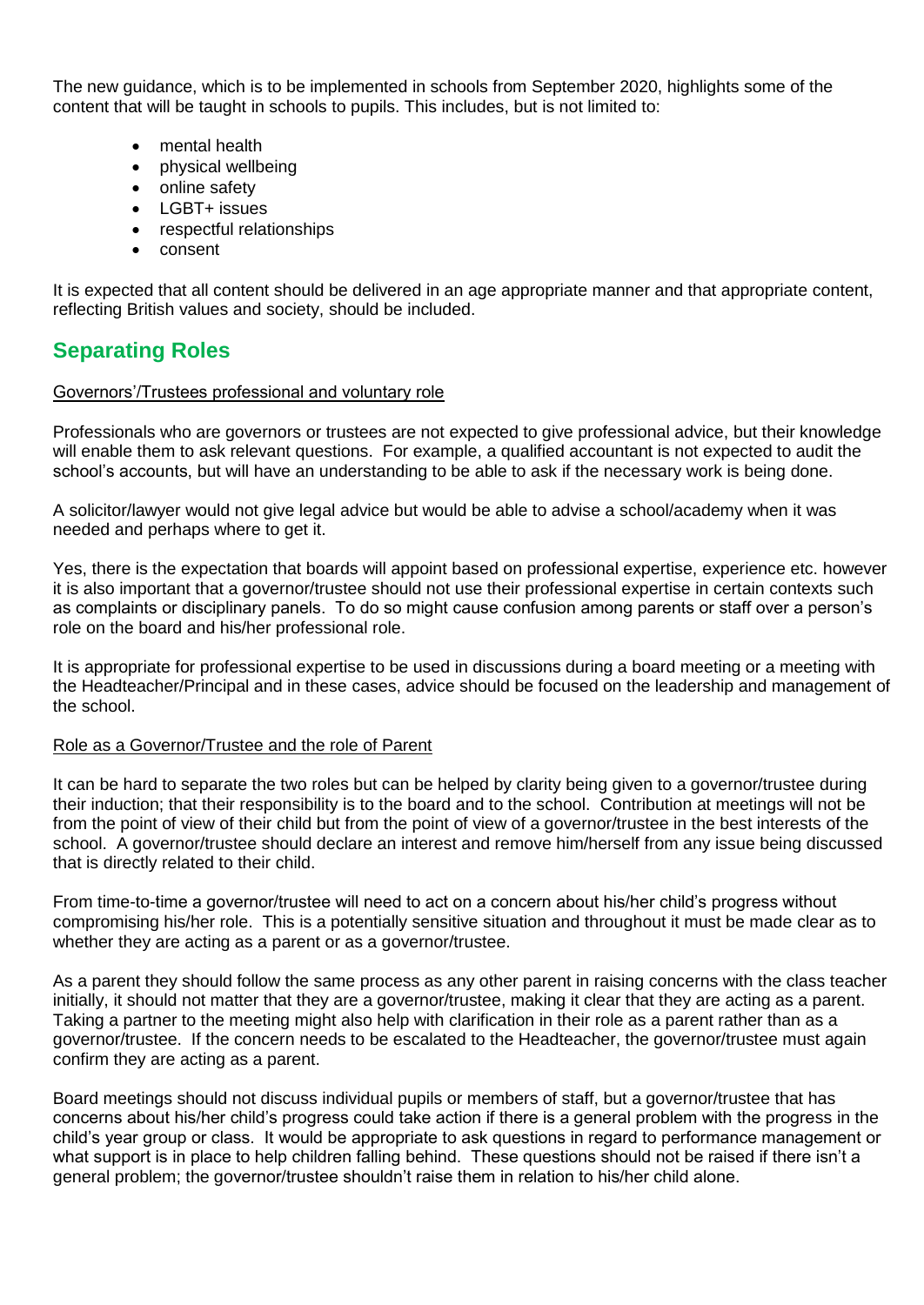The new guidance, which is to be implemented in schools from September 2020, highlights some of the content that will be taught in schools to pupils. This includes, but is not limited to:

- mental health
- physical wellbeing
- online safety
- LGBT+ issues
- respectful relationships
- consent

It is expected that all content should be delivered in an age appropriate manner and that appropriate content, reflecting British values and society, should be included.

## Separating Roles

Governors'/Trustees professional and voluntary role

Professionals who are governors or trustees are not expected to give professional advice, but their knowledge will enable them to ask relevant questions. For example, a qualified accountant is not expected to audit the school's accounts, but will have an understanding to be able to ask if the necessary work is being done.

A solicitor/lawyer would not give legal advice but would be able to advise a school/academy when it was needed and perhaps where to get it.

Yes, there is the expectation that boards will appoint based on professional expertise, experience etc. however it is also important that a governor/trustee should not use their professional expertise in certain contexts such as complaints or disciplinary panels. To do so might cause confusion among parents or staff over a person's role on the board and his/her professional role.

It is appropriate for professional expertise to be used in discussions during a board meeting or a meeting with the Headteacher/Principal and in these cases, advice should be focused on the leadership and management of the school.

Role as a Governor/Trustee and the role of Parent

It can be hard to separate the two roles but can be helped by clarity being given to a governor/trustee during their induction; that their responsibility is to the board and to the school. Contribution at meetings will not be from the point of view of their child but from the point of view of a governor/trustee in the best interests of the school. A governor/trustee should declare an interest and remove him/herself from any issue being discussed that is directly related to their child.

From time-to-time a governor/trustee will need to act on a concern about his/her child's progress without compromising his/her role. This is a potentially sensitive situation and throughout it must be made clear as to whether they are acting as a parent or as a governor/trustee.

As a parent they should follow the same process as any other parent in raising concerns with the class teacher initially, it should not matter that they are a governor/trustee, making it clear that they are acting as a parent. Taking a partner to the meeting might also help with clarification in their role as a parent rather than as a governor/trustee. If the concern needs to be escalated to the Headteacher, the governor/trustee must again confirm they are acting as a parent.

Board meetings should not discuss individual pupils or members of staff, but a governor/trustee that has concerns about his/her child's progress could take action if there is a general problem with the progress in the child's year group or class. It would be appropriate to ask questions in regard to performance management or what support is in place to help children falling behind. These questions should not be raised if there isn't a general problem; the governor/trustee shouldn't raise them in relation to his/her child alone.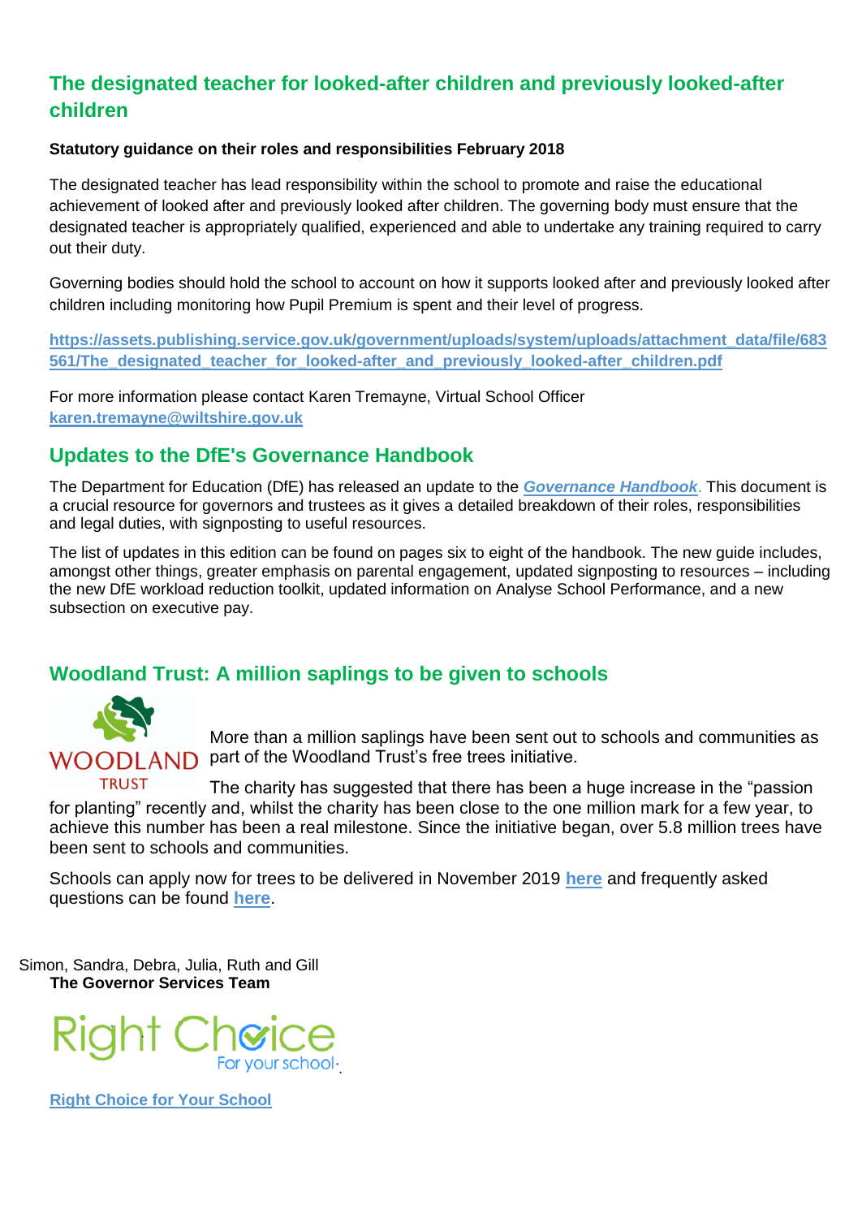## The designated teacher for looked-after children and previously looked-after children

**Statutory guidance on their roles and responsibilities February 2018**

The designated teacher has lead responsibility within the school to promote and raise the educational achievement of looked after and previously looked after children. The governing body must ensure that the designated teacher is appropriately qualified, experienced and able to undertake any training required to carry out their duty.

Governing bodies should hold the school to account on how it supports looked after and previously looked after children including monitoring how Pupil Premium is spent and their level of progress.

**https://assets.publishing.service.gov.uk/government/uploads/system/uploads/attachment_data/file/683561/The_designated_teacher_for_looked-after_and_previously_looked-after_children.pdf**

For more information please contact Karen Tremayne, Virtual School Officer
**karen.tremayne@wiltshire.gov.uk**

## Updates to the DfE's Governance Handbook

The Department for Education (DfE) has released an update to the ***Governance Handbook***. This document is a crucial resource for governors and trustees as it gives a detailed breakdown of their roles, responsibilities and legal duties, with signposting to useful resources.

The list of updates in this edition can be found on pages six to eight of the handbook. The new guide includes, amongst other things, greater emphasis on parental engagement, updated signposting to resources – including the new DfE workload reduction toolkit, updated information on Analyse School Performance, and a new subsection on executive pay.

## Woodland Trust: A million saplings to be given to schools

More than a million saplings have been sent out to schools and communities as part of the Woodland Trust's free trees initiative.

The charity has suggested that there has been a huge increase in the "passion for planting" recently and, whilst the charity has been close to the one million mark for a few year, to achieve this number has been a real milestone. Since the initiative began, over 5.8 million trees have been sent to schools and communities.

Schools can apply now for trees to be delivered in November 2019 **here** and frequently asked questions can be found **here**.

Simon, Sandra, Debra, Julia, Ruth and Gill
**The Governor Services Team**

**Right Choice for Your School**